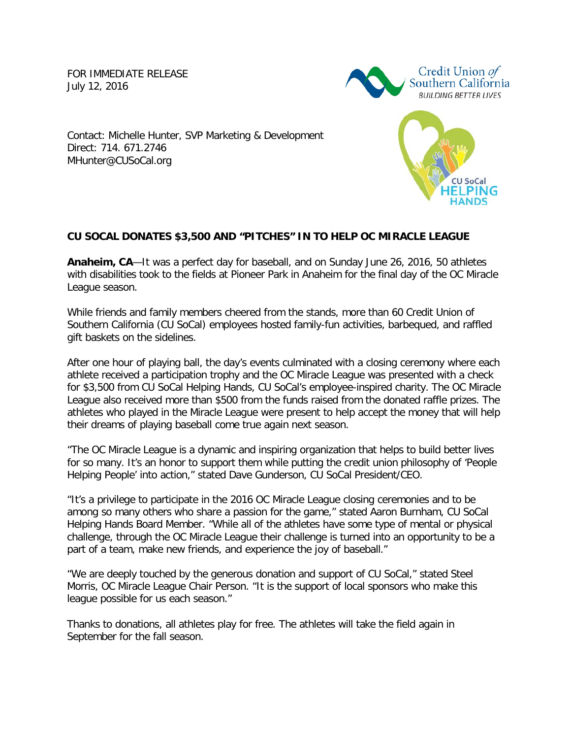FOR IMMEDIATE RELEASE
July 12, 2016

Contact: Michelle Hunter, SVP Marketing & Development
Direct: 714. 671.2746
MHunter@CUSoCal.org

**CU SOCAL DONATES $3,500 AND "PITCHES" IN TO HELP OC MIRACLE LEAGUE**

**Anaheim, CA**—It was a perfect day for baseball, and on Sunday June 26, 2016, 50 athletes with disabilities took to the fields at Pioneer Park in Anaheim for the final day of the OC Miracle League season.

While friends and family members cheered from the stands, more than 60 Credit Union of Southern California (CU SoCal) employees hosted family-fun activities, barbequed, and raffled gift baskets on the sidelines.

After one hour of playing ball, the day's events culminated with a closing ceremony where each athlete received a participation trophy and the OC Miracle League was presented with a check for $3,500 from CU SoCal Helping Hands, CU SoCal's employee-inspired charity. The OC Miracle League also received more than $500 from the funds raised from the donated raffle prizes. The athletes who played in the Miracle League were present to help accept the money that will help their dreams of playing baseball come true again next season.

"The OC Miracle League is a dynamic and inspiring organization that helps to build better lives for so many. It's an honor to support them while putting the credit union philosophy of 'People Helping People' into action," stated Dave Gunderson, CU SoCal President/CEO.

"It's a privilege to participate in the 2016 OC Miracle League closing ceremonies and to be among so many others who share a passion for the game," stated Aaron Burnham, CU SoCal Helping Hands Board Member. "While all of the athletes have some type of mental or physical challenge, through the OC Miracle League their challenge is turned into an opportunity to be a part of a team, make new friends, and experience the joy of baseball."

"We are deeply touched by the generous donation and support of CU SoCal," stated Steel Morris, OC Miracle League Chair Person. "It is the support of local sponsors who make this league possible for us each season."

Thanks to donations, all athletes play for free. The athletes will take the field again in September for the fall season.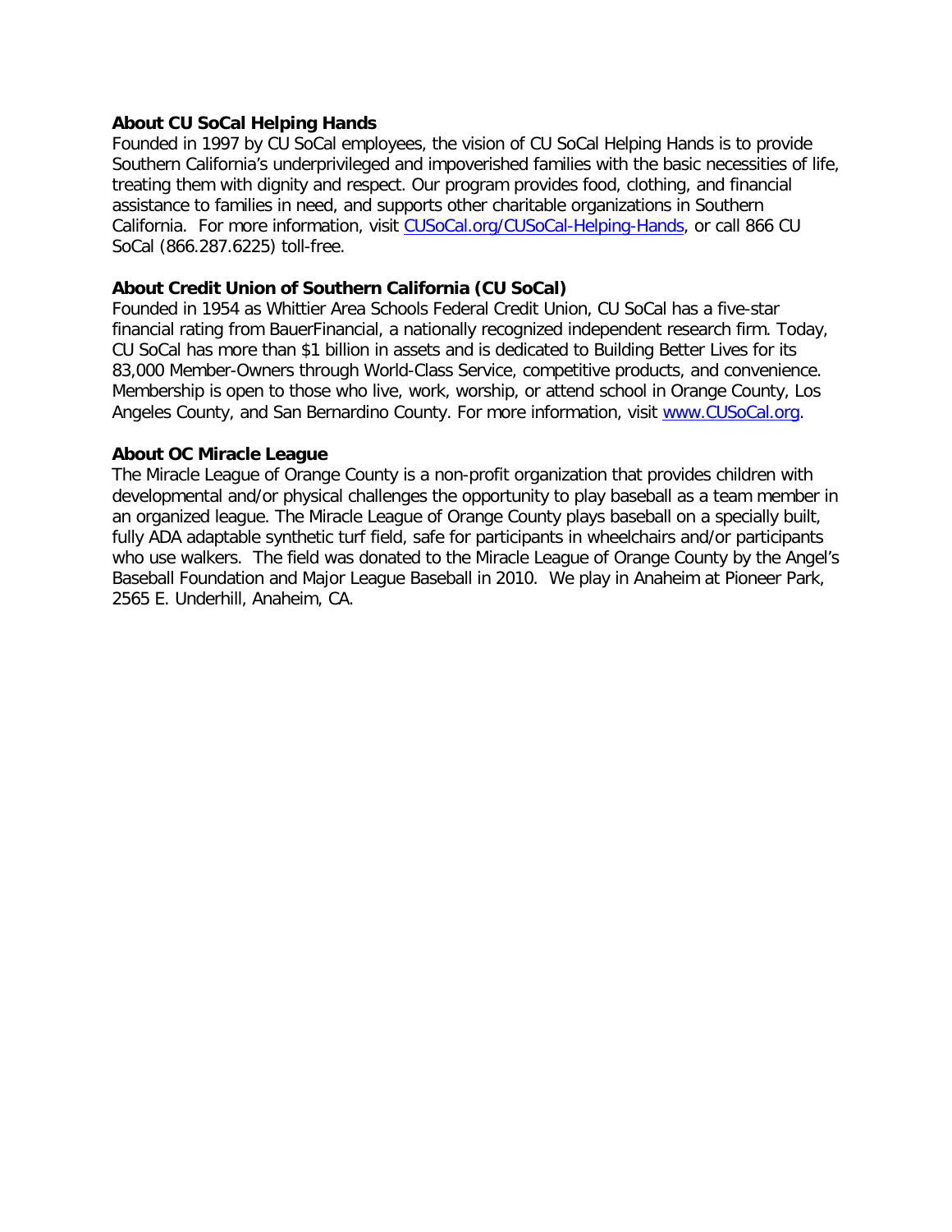**About CU SoCal Helping Hands**

Founded in 1997 by CU SoCal employees, the vision of CU SoCal Helping Hands is to provide Southern California's underprivileged and impoverished families with the basic necessities of life, treating them with dignity and respect. Our program provides food, clothing, and financial assistance to families in need, and supports other charitable organizations in Southern California. For more information, visit [CUSoCal.org/CUSoCal-Helping-Hands](http://CUSoCal.org/CUSoCal-Helping-Hands), or call 866 CU SoCal (866.287.6225) toll-free.

**About Credit Union of Southern California (CU SoCal)**

Founded in 1954 as Whittier Area Schools Federal Credit Union, CU SoCal has a five-star financial rating from BauerFinancial, a nationally recognized independent research firm. Today, CU SoCal has more than $1 billion in assets and is dedicated to Building Better Lives for its 83,000 Member-Owners through World-Class Service, competitive products, and convenience. Membership is open to those who live, work, worship, or attend school in Orange County, Los Angeles County, and San Bernardino County. For more information, visit [www.CUSoCal.org](http://www.CUSoCal.org).

**About OC Miracle League**

The Miracle League of Orange County is a non-profit organization that provides children with developmental and/or physical challenges the opportunity to play baseball as a team member in an organized league. The Miracle League of Orange County plays baseball on a specially built, fully ADA adaptable synthetic turf field, safe for participants in wheelchairs and/or participants who use walkers. The field was donated to the Miracle League of Orange County by the Angel's Baseball Foundation and Major League Baseball in 2010. We play in Anaheim at Pioneer Park, 2565 E. Underhill, Anaheim, CA.